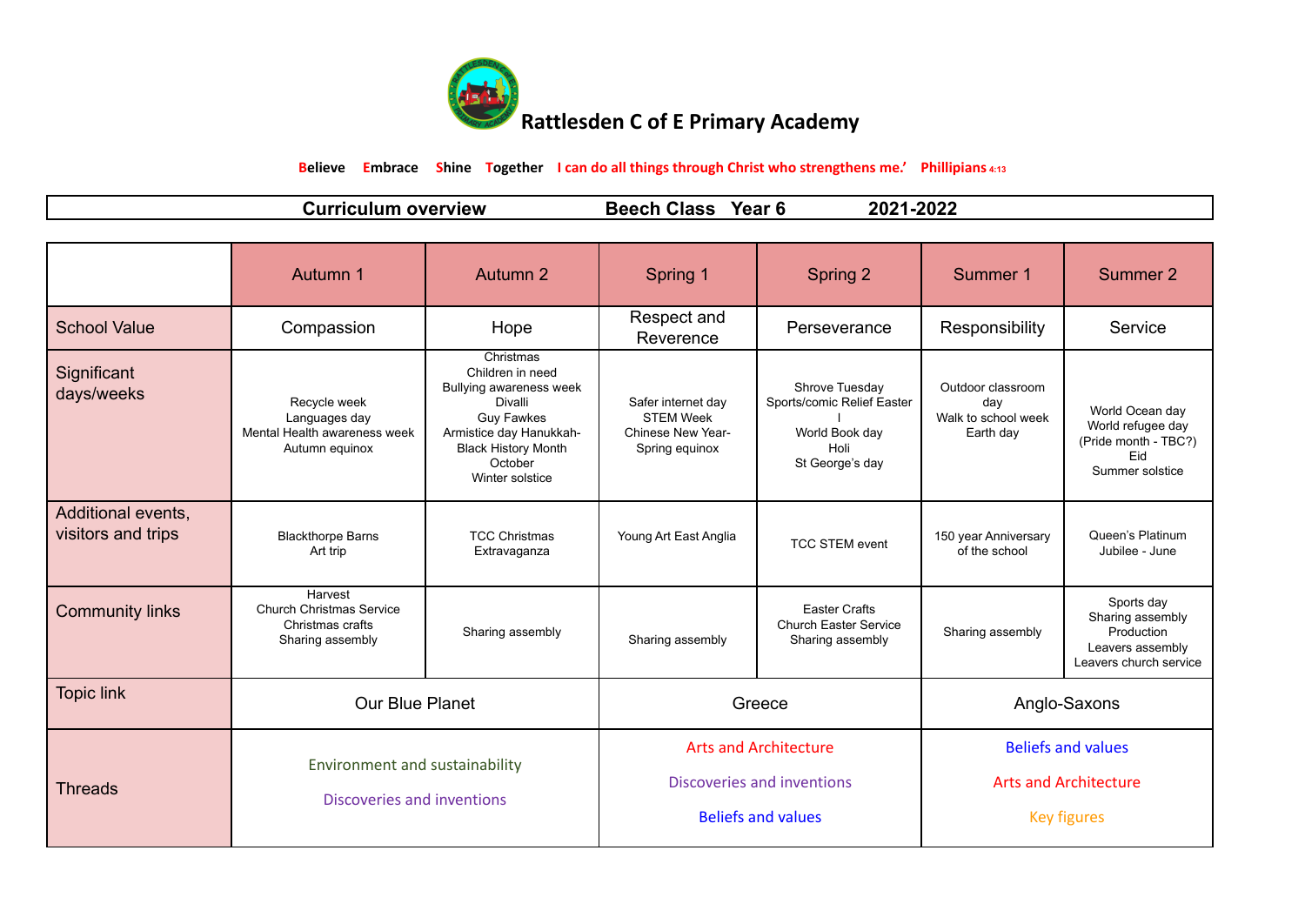# Rattlesden C of E Primary Academy

**Believe Embrace Shine Together** **I can do all things through Christ who strengthens me.' Phillipians 4:13**

**Curriculum overview Beech Class Year 6 2021-2022**

| | Autumn 1 | Autumn 2 | Spring 1 | Spring 2 | Summer 1 | Summer 2 |
|---|---|---|---|---|---|---|
| School Value | Compassion | Hope | Respect and Reverence | Perseverance | Responsibility | Service |
| Significant days/weeks | Recycle week<br>Languages day<br>Mental Health awareness week<br>Autumn equinox | Christmas<br>Children in need<br>Bullying awareness week<br>Divalli<br>Guy Fawkes<br>Armistice day Hanukkah-<br>Black History Month<br>October<br>Winter solstice | Safer internet day<br>STEM Week<br>Chinese New Year-<br>Spring equinox | Shrove Tuesday<br>Sports/comic Relief Easter<br>l<br>World Book day<br>Holi<br>St George's day | Outdoor classroom day<br>Walk to school week<br>Earth day | World Ocean day<br>World refugee day<br>(Pride month - TBC?)<br>Eid<br>Summer solstice |
| Additional events, visitors and trips | Blackthorpe Barns Art trip | TCC Christmas Extravaganza | Young Art East Anglia | TCC STEM event | 150 year Anniversary of the school | Queen's Platinum Jubilee - June |
| Community links | Harvest<br>Church Christmas Service<br>Christmas crafts<br>Sharing assembly | Sharing assembly | Sharing assembly | Easter Crafts<br>Church Easter Service<br>Sharing assembly | Sharing assembly | Sports day<br>Sharing assembly<br>Production<br>Leavers assembly<br>Leavers church service |
| Topic link | Our Blue Planet | | Greece | | Anglo-Saxons | |
| Threads | Environment and sustainability<br>Discoveries and inventions | | Arts and Architecture<br>Discoveries and inventions<br>Beliefs and values | | Beliefs and values<br>Arts and Architecture<br>Key figures | |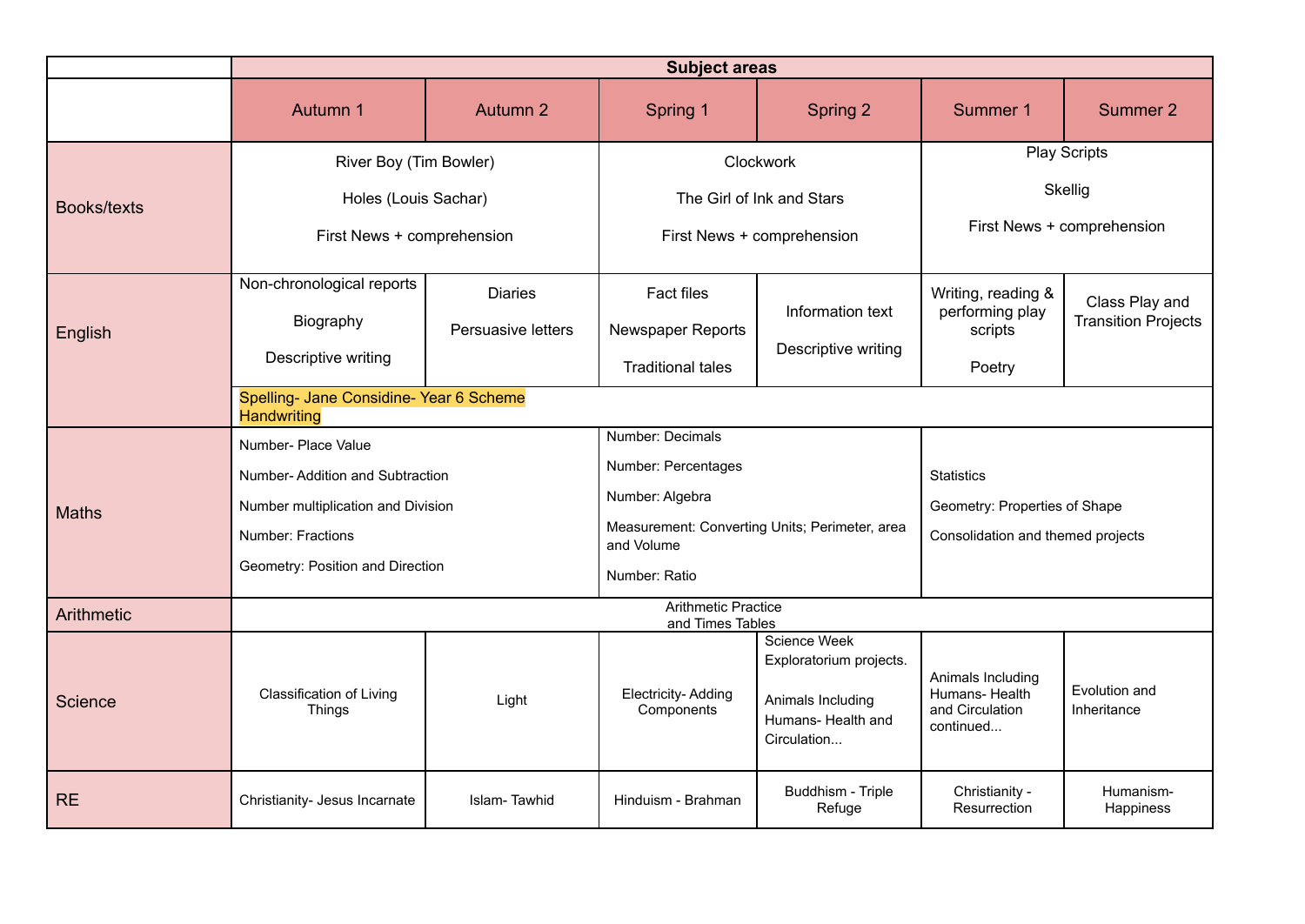| | Subject areas | | | | | |
|---|---|---|---|---|---|---|
| | Autumn 1 | Autumn 2 | Spring 1 | Spring 2 | Summer 1 | Summer 2 |
| Books/texts | River Boy (Tim Bowler)<br><br>Holes (Louis Sachar)<br><br>First News + comprehension | | Clockwork<br><br>The Girl of Ink and Stars<br><br>First News + comprehension | | Play Scripts<br><br>Skellig<br><br>First News + comprehension | |
| English | Non-chronological reports<br><br>Biography<br><br>Descriptive writing | Diaries<br><br>Persuasive letters | Fact files<br><br>Newspaper Reports<br><br>Traditional tales | Information text<br><br>Descriptive writing | Writing, reading & performing play scripts<br><br>Poetry | Class Play and Transition Projects |
| | Spelling- Jane Considine- Year 6 Scheme<br>Handwriting | | | | | |
| Maths | Number- Place Value<br><br>Number- Addition and Subtraction<br><br>Number multiplication and Division<br><br>Number: Fractions<br><br>Geometry: Position and Direction | | Number: Decimals<br><br>Number: Percentages<br><br>Number: Algebra<br><br>Measurement: Converting Units; Perimeter, area and Volume<br><br>Number: Ratio | | Statistics<br><br>Geometry: Properties of Shape<br><br>Consolidation and themed projects | |
| Arithmetic | Arithmetic Practice and Times Tables | | | | | |
| Science | Classification of Living Things | Light | Electricity- Adding Components | Science Week Exploratorium projects.<br><br>Animals Including Humans- Health and Circulation... | Animals Including Humans- Health and Circulation continued... | Evolution and Inheritance |
| RE | Christianity- Jesus Incarnate | Islam- Tawhid | Hinduism - Brahman | Buddhism - Triple Refuge | Christianity - Resurrection | Humanism- Happiness |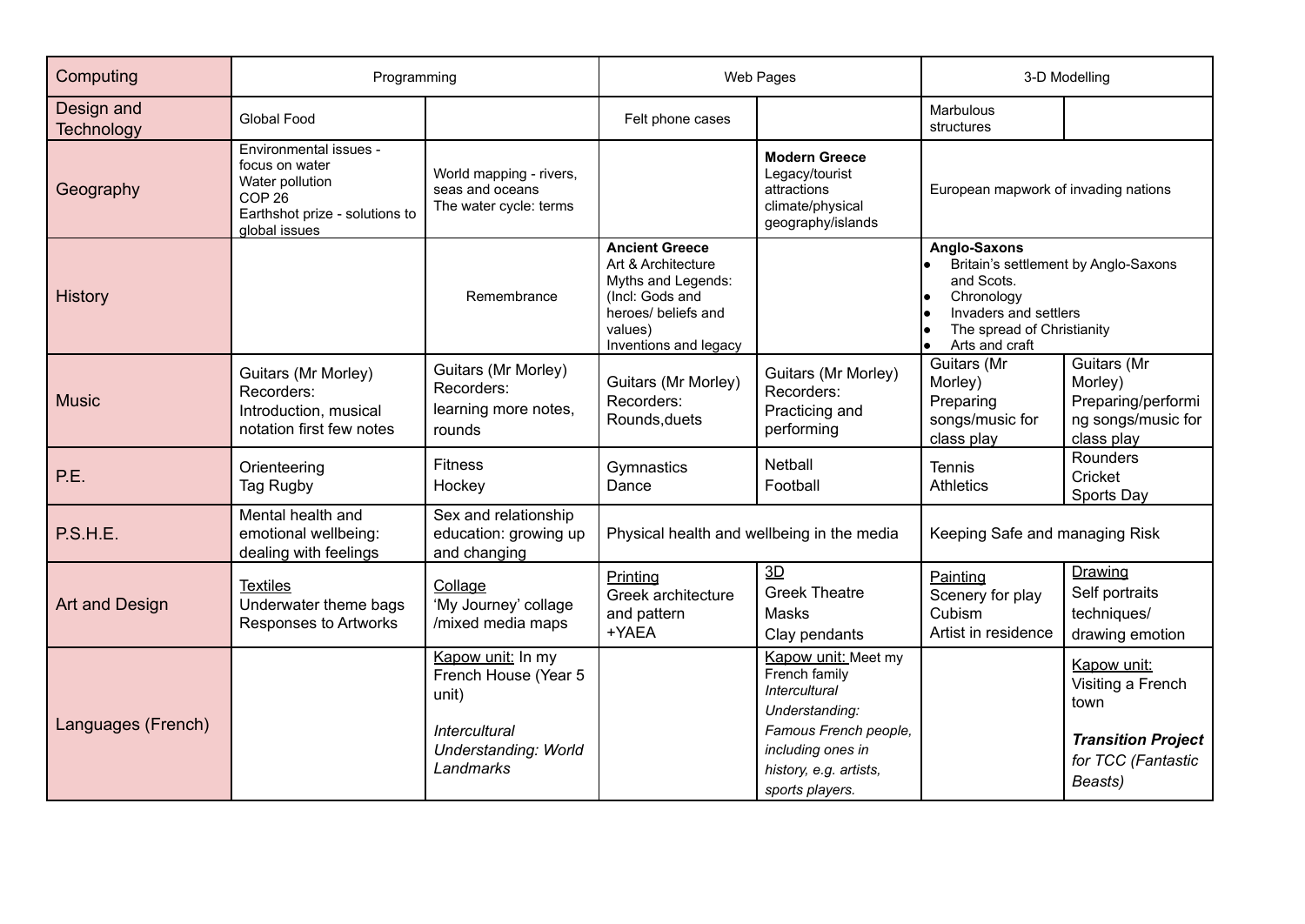| | | | | | | |
|---|---|---|---|---|---|---|
| Computing | Programming | | Web Pages | | 3-D Modelling | |
| Design and Technology | Global Food | | Felt phone cases | | Marbulous structures | |
| Geography | Environmental issues - focus on water<br>Water pollution<br>COP 26<br>Earthshot prize - solutions to global issues | World mapping - rivers, seas and oceans<br>The water cycle: terms | | **Modern Greece**<br>Legacy/tourist attractions<br>climate/physical geography/islands | European mapwork of invading nations | |
| History | | Remembrance | **Ancient Greece**<br>Art & Architecture<br>Myths and Legends: (Incl: Gods and heroes/ beliefs and values)<br>Inventions and legacy | | **Anglo-Saxons**<br>• Britain's settlement by Anglo-Saxons and Scots.<br>• Chronology<br>• Invaders and settlers<br>• The spread of Christianity<br>• Arts and craft | |
| Music | Guitars (Mr Morley)<br>Recorders:<br>Introduction, musical notation first few notes | Guitars (Mr Morley)<br>Recorders:<br>learning more notes, rounds | Guitars (Mr Morley)<br>Recorders:<br>Rounds,duets | Guitars (Mr Morley)<br>Recorders:<br>Practicing and performing | Guitars (Mr Morley)<br>Preparing songs/music for class play | Guitars (Mr Morley)<br>Preparing/performing songs/music for class play |
| P.E. | Orienteering<br>Tag Rugby | Fitness<br>Hockey | Gymnastics<br>Dance | Netball<br>Football | Tennis<br>Athletics | Rounders<br>Cricket<br>Sports Day |
| P.S.H.E. | Mental health and emotional wellbeing: dealing with feelings | Sex and relationship education: growing up and changing | Physical health and wellbeing in the media | | Keeping Safe and managing Risk | |
| Art and Design | Textiles<br>Underwater theme bags<br>Responses to Artworks | Collage<br>'My Journey' collage /mixed media maps | Printing<br>Greek architecture and pattern<br>+YAEA | 3D<br>Greek Theatre<br>Masks<br>Clay pendants | Painting<br>Scenery for play<br>Cubism<br>Artist in residence | Drawing<br>Self portraits techniques/ drawing emotion |
| Languages (French) | | Kapow unit: In my French House (Year 5 unit)<br><br>*Intercultural Understanding: World Landmarks* | | Kapow unit: Meet my French family<br>*Intercultural Understanding: Famous French people, including ones in history, e.g. artists, sports players.* | | Kapow unit: Visiting a French town<br><br>***Transition Project*** *for TCC (Fantastic Beasts)* |